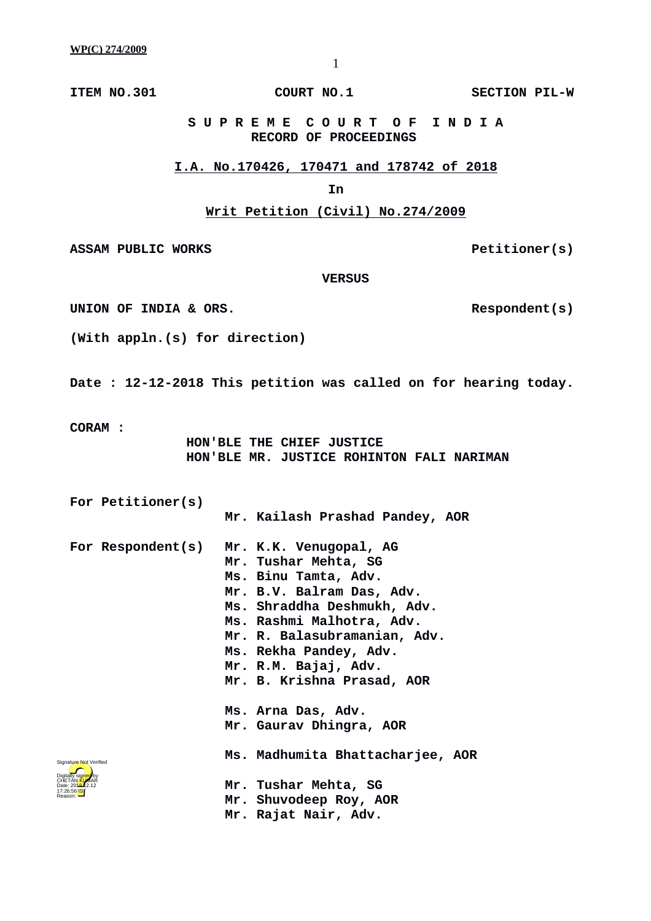**ITEM NO.301** **COURT NO.1** **SECTION PIL-W**

**S U P R E M E C O U R T O F I N D I A**
**RECORD OF PROCEEDINGS**

**I.A. No.170426, 170471 and 178742 of 2018**

**In**

**Writ Petition (Civil) No.274/2009**

**ASSAM PUBLIC WORKS** **Petitioner(s)**

**VERSUS**

**UNION OF INDIA & ORS.** **Respondent(s)**

**(With appln.(s) for direction)**

**Date : 12-12-2018 This petition was called on for hearing today.**

**CORAM :**
**HON'BLE THE CHIEF JUSTICE**
**HON'BLE MR. JUSTICE ROHINTON FALI NARIMAN**

**For Petitioner(s)**
**Mr. Kailash Prashad Pandey, AOR**

**For Respondent(s)**
**Mr. K.K. Venugopal, AG**
**Mr. Tushar Mehta, SG**
**Ms. Binu Tamta, Adv.**
**Mr. B.V. Balram Das, Adv.**
**Ms. Shraddha Deshmukh, Adv.**
**Ms. Rashmi Malhotra, Adv.**
**Mr. R. Balasubramanian, Adv.**
**Ms. Rekha Pandey, Adv.**
**Mr. R.M. Bajaj, Adv.**
**Mr. B. Krishna Prasad, AOR**

**Ms. Arna Das, Adv.**
**Mr. Gaurav Dhingra, AOR**

**Ms. Madhumita Bhattacharjee, AOR**

**Mr. Tushar Mehta, SG**
**Mr. Shuvodeep Roy, AOR**
**Mr. Rajat Nair, Adv.**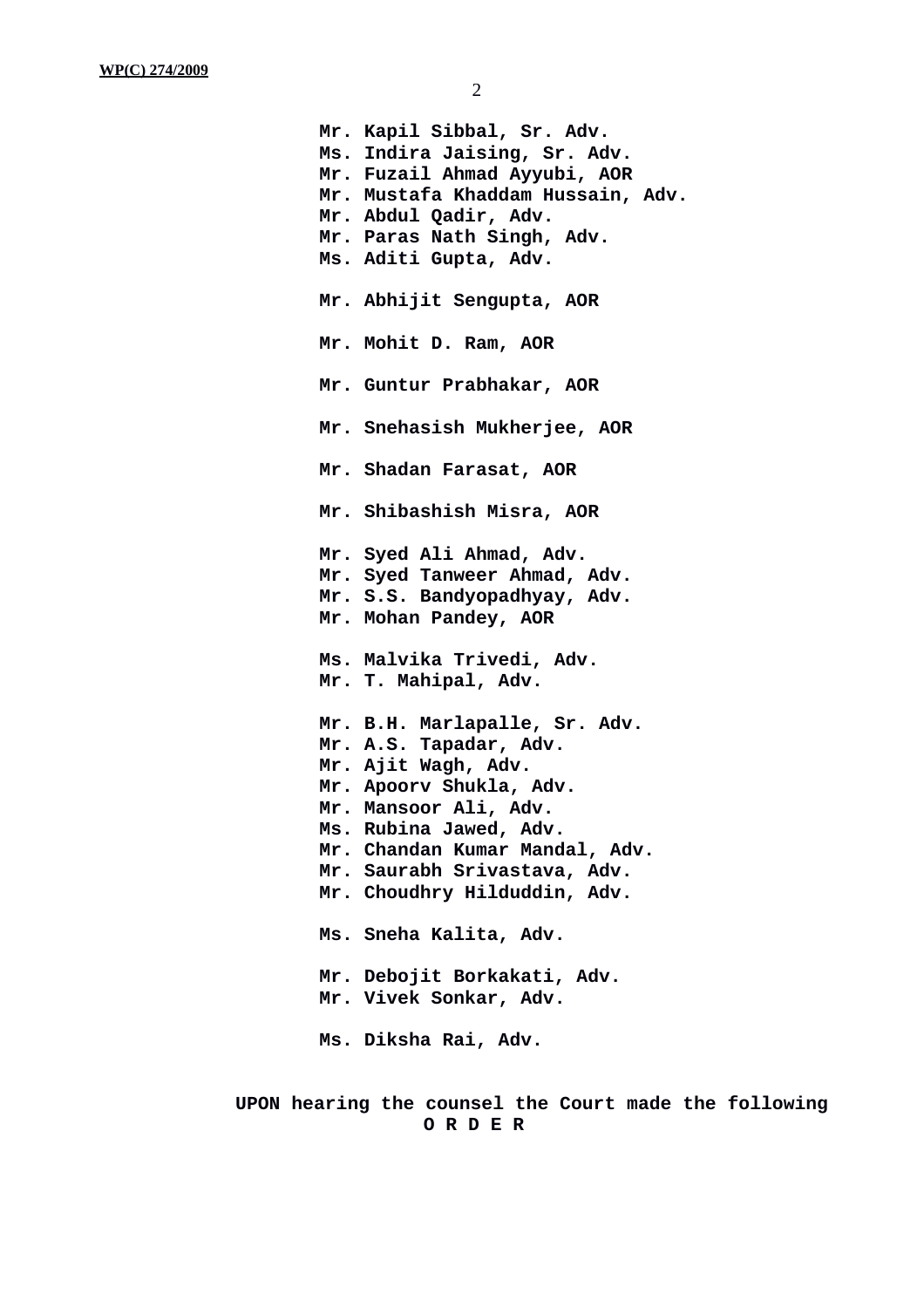**Mr. Kapil Sibbal, Sr. Adv.**
**Ms. Indira Jaising, Sr. Adv.**
**Mr. Fuzail Ahmad Ayyubi, AOR**
**Mr. Mustafa Khaddam Hussain, Adv.**
**Mr. Abdul Qadir, Adv.**
**Mr. Paras Nath Singh, Adv.**
**Ms. Aditi Gupta, Adv.**

**Mr. Abhijit Sengupta, AOR**

**Mr. Mohit D. Ram, AOR**

**Mr. Guntur Prabhakar, AOR**

**Mr. Snehasish Mukherjee, AOR**

**Mr. Shadan Farasat, AOR**

**Mr. Shibashish Misra, AOR**

**Mr. Syed Ali Ahmad, Adv.**
**Mr. Syed Tanweer Ahmad, Adv.**
**Mr. S.S. Bandyopadhyay, Adv.**
**Mr. Mohan Pandey, AOR**

**Ms. Malvika Trivedi, Adv.**
**Mr. T. Mahipal, Adv.**

**Mr. B.H. Marlapalle, Sr. Adv.**
**Mr. A.S. Tapadar, Adv.**
**Mr. Ajit Wagh, Adv.**
**Mr. Apoorv Shukla, Adv.**
**Mr. Mansoor Ali, Adv.**
**Ms. Rubina Jawed, Adv.**
**Mr. Chandan Kumar Mandal, Adv.**
**Mr. Saurabh Srivastava, Adv.**
**Mr. Choudhry Hilduddin, Adv.**

**Ms. Sneha Kalita, Adv.**

**Mr. Debojit Borkakati, Adv.**
**Mr. Vivek Sonkar, Adv.**

**Ms. Diksha Rai, Adv.**

**UPON hearing the counsel the Court made the following**

**O R D E R**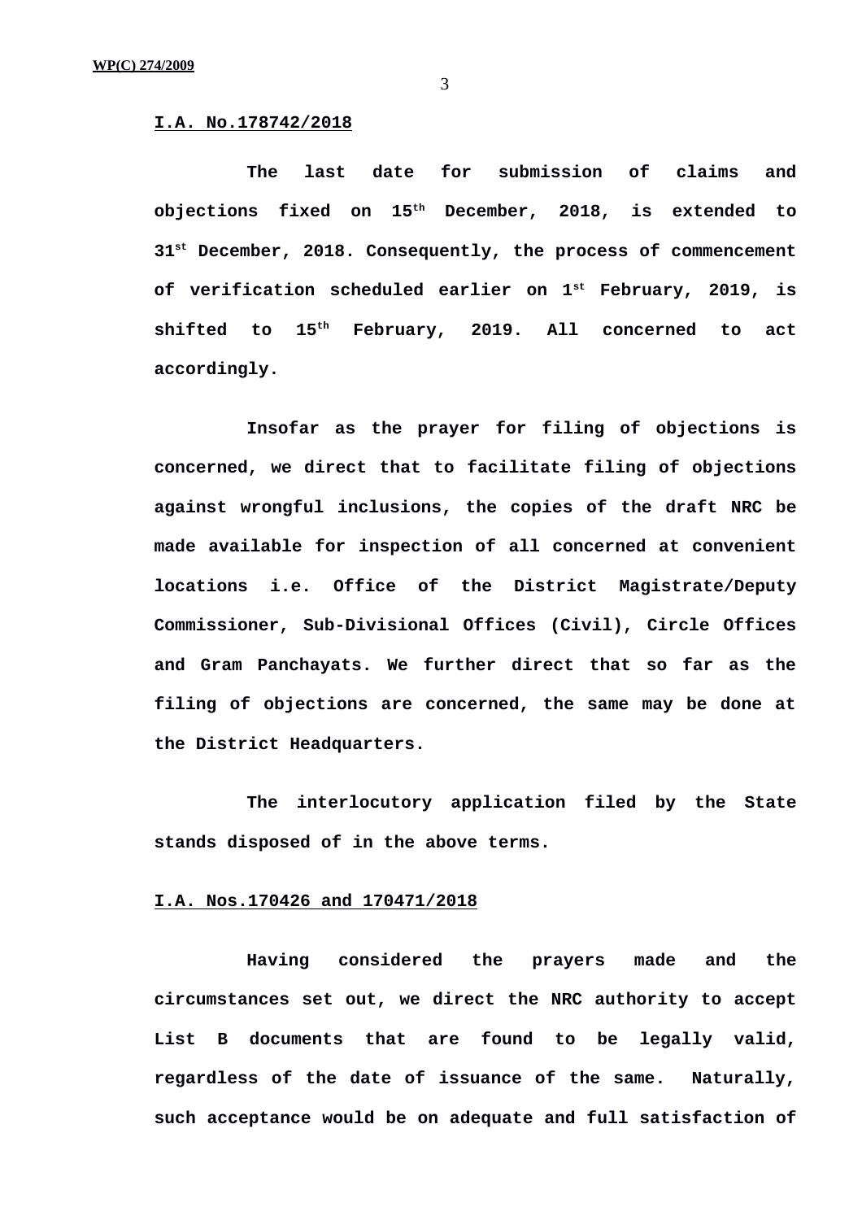**I.A. No.178742/2018**

**The last date for submission of claims and objections fixed on 15th December, 2018, is extended to 31st December, 2018. Consequently, the process of commencement of verification scheduled earlier on 1st February, 2019, is shifted to 15th February, 2019. All concerned to act accordingly.**

**Insofar as the prayer for filing of objections is concerned, we direct that to facilitate filing of objections against wrongful inclusions, the copies of the draft NRC be made available for inspection of all concerned at convenient locations i.e. Office of the District Magistrate/Deputy Commissioner, Sub-Divisional Offices (Civil), Circle Offices and Gram Panchayats. We further direct that so far as the filing of objections are concerned, the same may be done at the District Headquarters.**

**The interlocutory application filed by the State stands disposed of in the above terms.**

**I.A. Nos.170426 and 170471/2018**

**Having considered the prayers made and the circumstances set out, we direct the NRC authority to accept List B documents that are found to be legally valid, regardless of the date of issuance of the same. Naturally, such acceptance would be on adequate and full satisfaction of**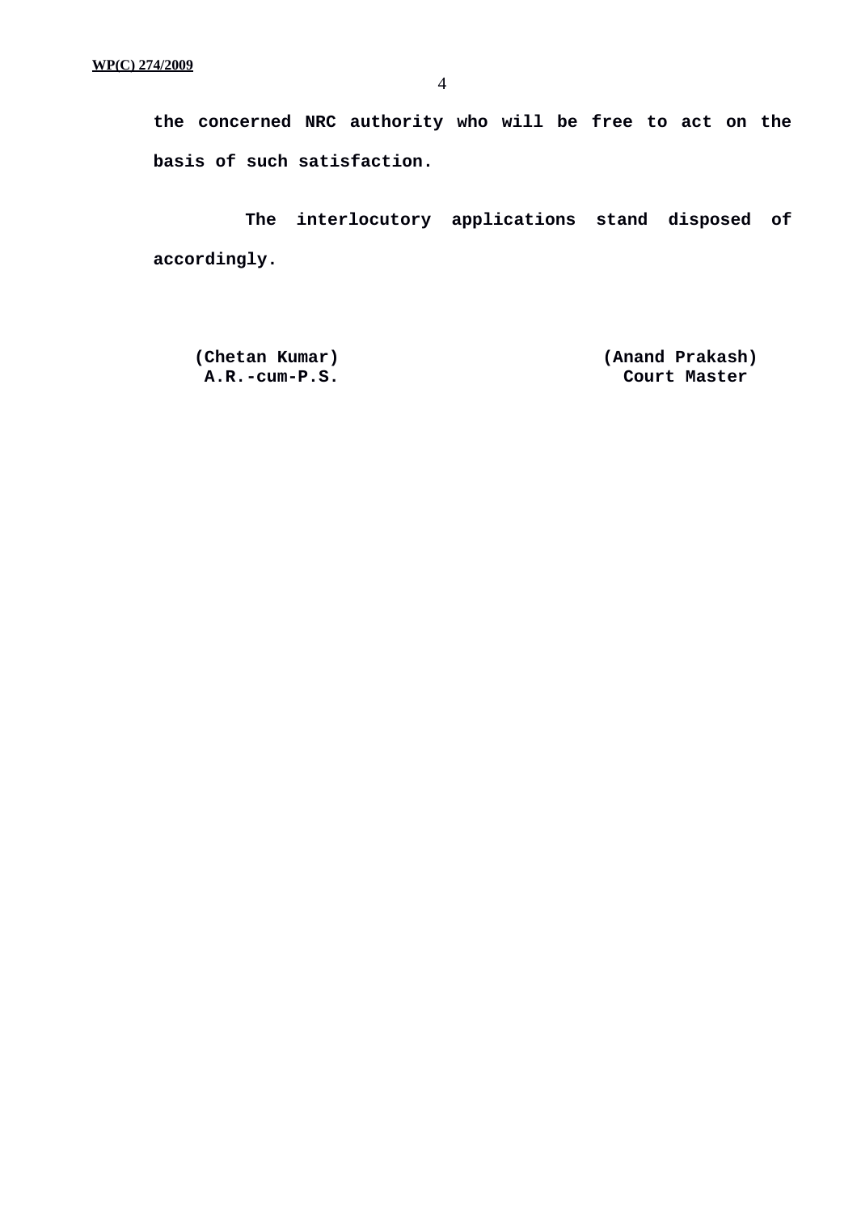**the concerned NRC authority who will be free to act on the basis of such satisfaction.**

**The interlocutory applications stand disposed of accordingly.**

| | |
|---|---|
| **(Chetan Kumar)** | **(Anand Prakash)** |
| **A.R.-cum-P.S.** | **Court Master** |